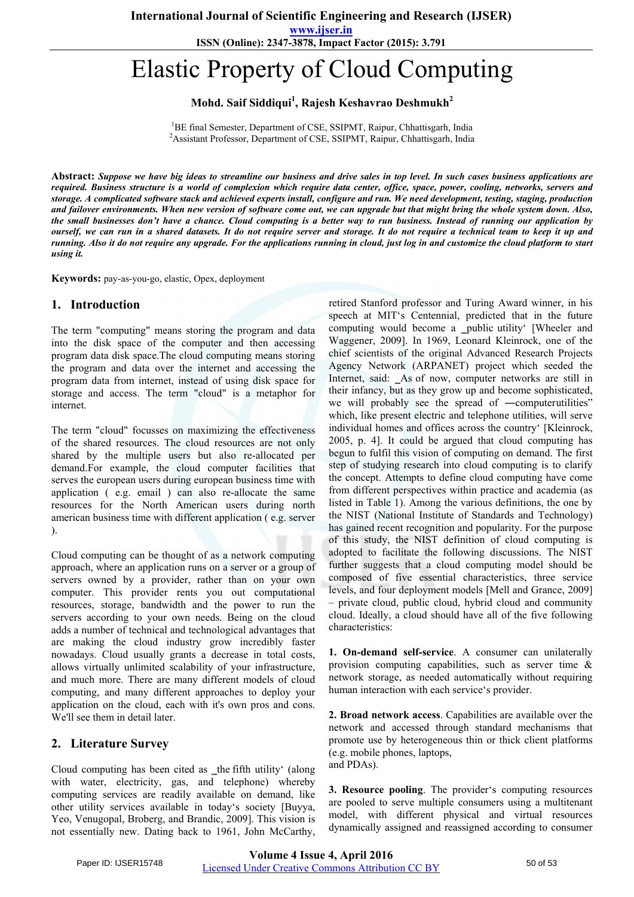# Elastic Property of Cloud Computing

**Mohd. Saif Siddiqui[1], Rajesh Keshavrao Deshmukh[2]**

[1]BE final Semester, Department of CSE, SSIPMT, Raipur, Chhattisgarh, India
[2]Assistant Professor, Department of CSE, SSIPMT, Raipur, Chhattisgarh, India

**Abstract:** ***Suppose we have big ideas to streamline our business and drive sales in top level. In such cases business applications are required. Business structure is a world of complexion which require data center, office, space, power, cooling, networks, servers and storage. A complicated software stack and achieved experts install, configure and run. We need development, testing, staging, production and failover environments. When new version of software come out, we can upgrade but that might bring the whole system down. Also, the small businesses don't have a chance. Cloud computing is a better way to run business. Instead of running our application by ourself, we can run in a shared datasets. It do not require server and storage. It do not require a technical team to keep it up and running. Also it do not require any upgrade. For the applications running in cloud, just log in and customize the cloud platform to start using it.***

**Keywords:** pay-as-you-go, elastic, Opex, deployment

## 1. Introduction

The term "computing" means storing the program and data into the disk space of the computer and then accessing program data disk space.The cloud computing means storing the program and data over the internet and accessing the program data from internet, instead of using disk space for storage and access. The term "cloud" is a metaphor for internet.

The term "cloud" focusses on maximizing the effectiveness of the shared resources. The cloud resources are not only shared by the multiple users but also re-allocated per demand.For example, the cloud computer facilities that serves the european users during european business time with application ( e.g. email ) can also re-allocate the same resources for the North American users during north american business time with different application ( e.g. server ).

Cloud computing can be thought of as a network computing approach, where an application runs on a server or a group of servers owned by a provider, rather than on your own computer. This provider rents you out computational resources, storage, bandwidth and the power to run the servers according to your own needs. Being on the cloud adds a number of technical and technological advantages that are making the cloud industry grow incredibly faster nowadays. Cloud usually grants a decrease in total costs, allows virtually unlimited scalability of your infrastructure, and much more. There are many different models of cloud computing, and many different approaches to deploy your application on the cloud, each with it's own pros and cons. We'll see them in detail later.

## 2. Literature Survey

Cloud computing has been cited as ‗the fifth utility' (along with water, electricity, gas, and telephone) whereby computing services are readily available on demand, like other utility services available in today's society [Buyya, Yeo, Venugopal, Broberg, and Brandic, 2009]. This vision is not essentially new. Dating back to 1961, John McCarthy, retired Stanford professor and Turing Award winner, in his speech at MIT's Centennial, predicted that in the future computing would become a ‗public utility' [Wheeler and Waggener, 2009]. In 1969, Leonard Kleinrock, one of the chief scientists of the original Advanced Research Projects Agency Network (ARPANET) project which seeded the Internet, said: ‗As of now, computer networks are still in their infancy, but as they grow up and become sophisticated, we will probably see the spread of ―computerutilities" which, like present electric and telephone utilities, will serve individual homes and offices across the country' [Kleinrock, 2005, p. 4]. It could be argued that cloud computing has begun to fulfil this vision of computing on demand. The first step of studying research into cloud computing is to clarify the concept. Attempts to define cloud computing have come from different perspectives within practice and academia (as listed in Table 1). Among the various definitions, the one by the NIST (National Institute of Standards and Technology) has gained recent recognition and popularity. For the purpose of this study, the NIST definition of cloud computing is adopted to facilitate the following discussions. The NIST further suggests that a cloud computing model should be composed of five essential characteristics, three service levels, and four deployment models [Mell and Grance, 2009] – private cloud, public cloud, hybrid cloud and community cloud. Ideally, a cloud should have all of the five following characteristics:

**1. On-demand self-service**. A consumer can unilaterally provision computing capabilities, such as server time & network storage, as needed automatically without requiring human interaction with each service's provider.

**2. Broad network access**. Capabilities are available over the network and accessed through standard mechanisms that promote use by heterogeneous thin or thick client platforms (e.g. mobile phones, laptops, and PDAs).

**3. Resource pooling**. The provider's computing resources are pooled to serve multiple consumers using a multitenant model, with different physical and virtual resources dynamically assigned and reassigned according to consumer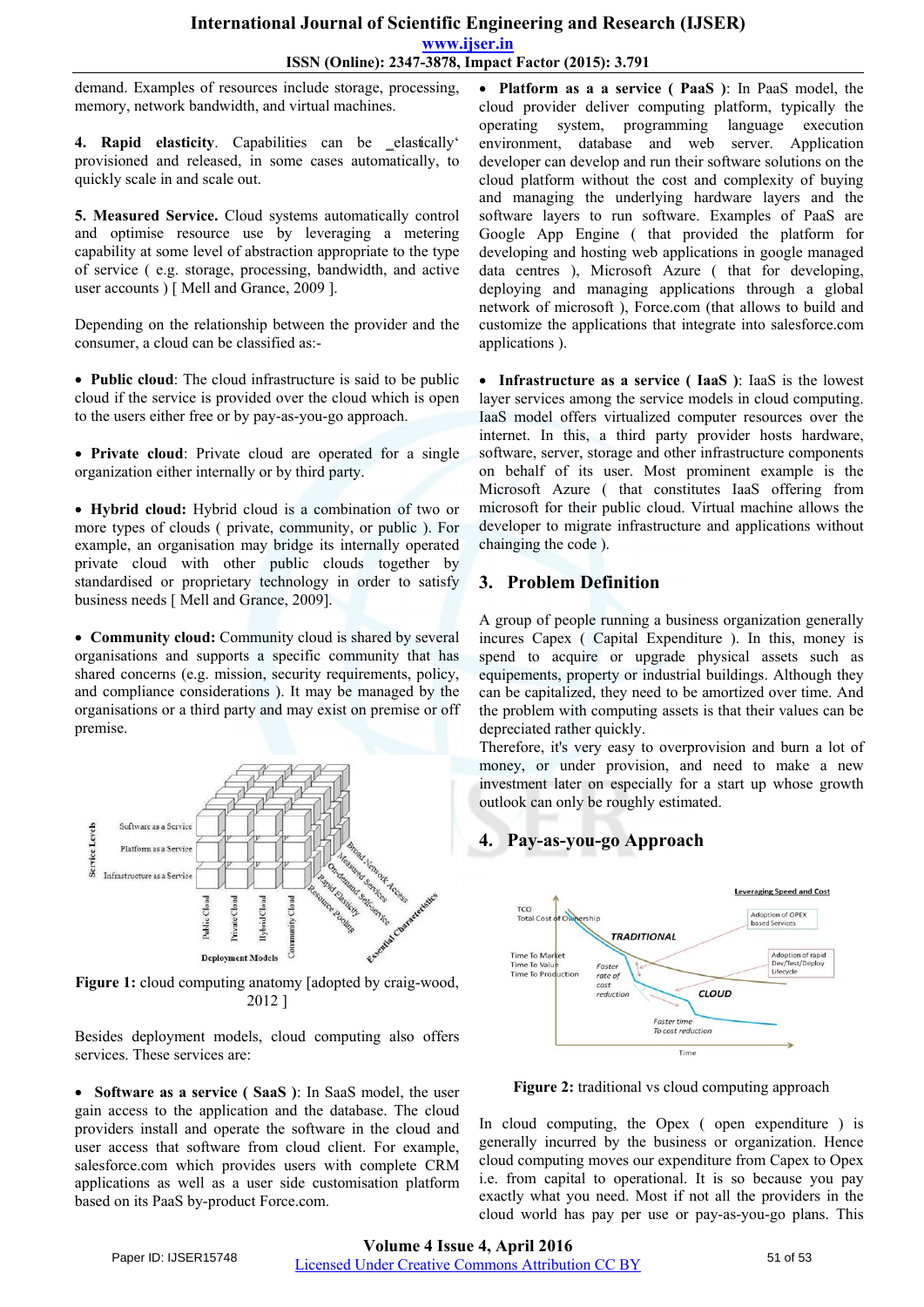demand. Examples of resources include storage, processing, memory, network bandwidth, and virtual machines.

**4. Rapid elasticity**. Capabilities can be ‗elastically' provisioned and released, in some cases automatically, to quickly scale in and scale out.

**5. Measured Service.** Cloud systems automatically control and optimise resource use by leveraging a metering capability at some level of abstraction appropriate to the type of service ( e.g. storage, processing, bandwidth, and active user accounts ) [ Mell and Grance, 2009 ].

Depending on the relationship between the provider and the consumer, a cloud can be classified as:-

- **Public cloud**: The cloud infrastructure is said to be public cloud if the service is provided over the cloud which is open to the users either free or by pay-as-you-go approach.
- **Private cloud**: Private cloud are operated for a single organization either internally or by third party.
- **Hybrid cloud:** Hybrid cloud is a combination of two or more types of clouds ( private, community, or public ). For example, an organisation may bridge its internally operated private cloud with other public clouds together by standardised or proprietary technology in order to satisfy business needs [ Mell and Grance, 2009].
- **Community cloud:** Community cloud is shared by several organisations and supports a specific community that has shared concerns (e.g. mission, security requirements, policy, and compliance considerations ). It may be managed by the organisations or a third party and may exist on premise or off premise.

**Figure 1:** cloud computing anatomy [adopted by craig-wood, 2012 ]

Besides deployment models, cloud computing also offers services. These services are:

- **Software as a service ( SaaS )**: In SaaS model, the user gain access to the application and the database. The cloud providers install and operate the software in the cloud and user access that software from cloud client. For example, salesforce.com which provides users with complete CRM applications as well as a user side customisation platform based on its PaaS by-product Force.com.
- **Platform as a a service ( PaaS )**: In PaaS model, the cloud provider deliver computing platform, typically the operating system, programming language execution environment, database and web server. Application developer can develop and run their software solutions on the cloud platform without the cost and complexity of buying and managing the underlying hardware layers and the software layers to run software. Examples of PaaS are Google App Engine ( that provided the platform for developing and hosting web applications in google managed data centres ), Microsoft Azure ( that for developing, deploying and managing applications through a global network of microsoft ), Force.com (that allows to build and customize the applications that integrate into salesforce.com applications ).
- **Infrastructure as a service ( IaaS )**: IaaS is the lowest layer services among the service models in cloud computing. IaaS model offers virtualized computer resources over the internet. In this, a third party provider hosts hardware, software, server, storage and other infrastructure components on behalf of its user. Most prominent example is the Microsoft Azure ( that constitutes IaaS offering from microsoft for their public cloud. Virtual machine allows the developer to migrate infrastructure and applications without chainging the code ).

## 3. Problem Definition

A group of people running a business organization generally incures Capex ( Capital Expenditure ). In this, money is spend to acquire or upgrade physical assets such as equipements, property or industrial buildings. Although they can be capitalized, they need to be amortized over time. And the problem with computing assets is that their values can be depreciated rather quickly.

Therefore, it's very easy to overprovision and burn a lot of money, or under provision, and need to make a new investment later on especially for a start up whose growth outlook can only be roughly estimated.

## 4. Pay-as-you-go Approach

**Figure 2:** traditional vs cloud computing approach

In cloud computing, the Opex ( open expenditure ) is generally incurred by the business or organization. Hence cloud computing moves our expenditure from Capex to Opex i.e. from capital to operational. It is so because you pay exactly what you need. Most if not all the providers in the cloud world has pay per use or pay-as-you-go plans. This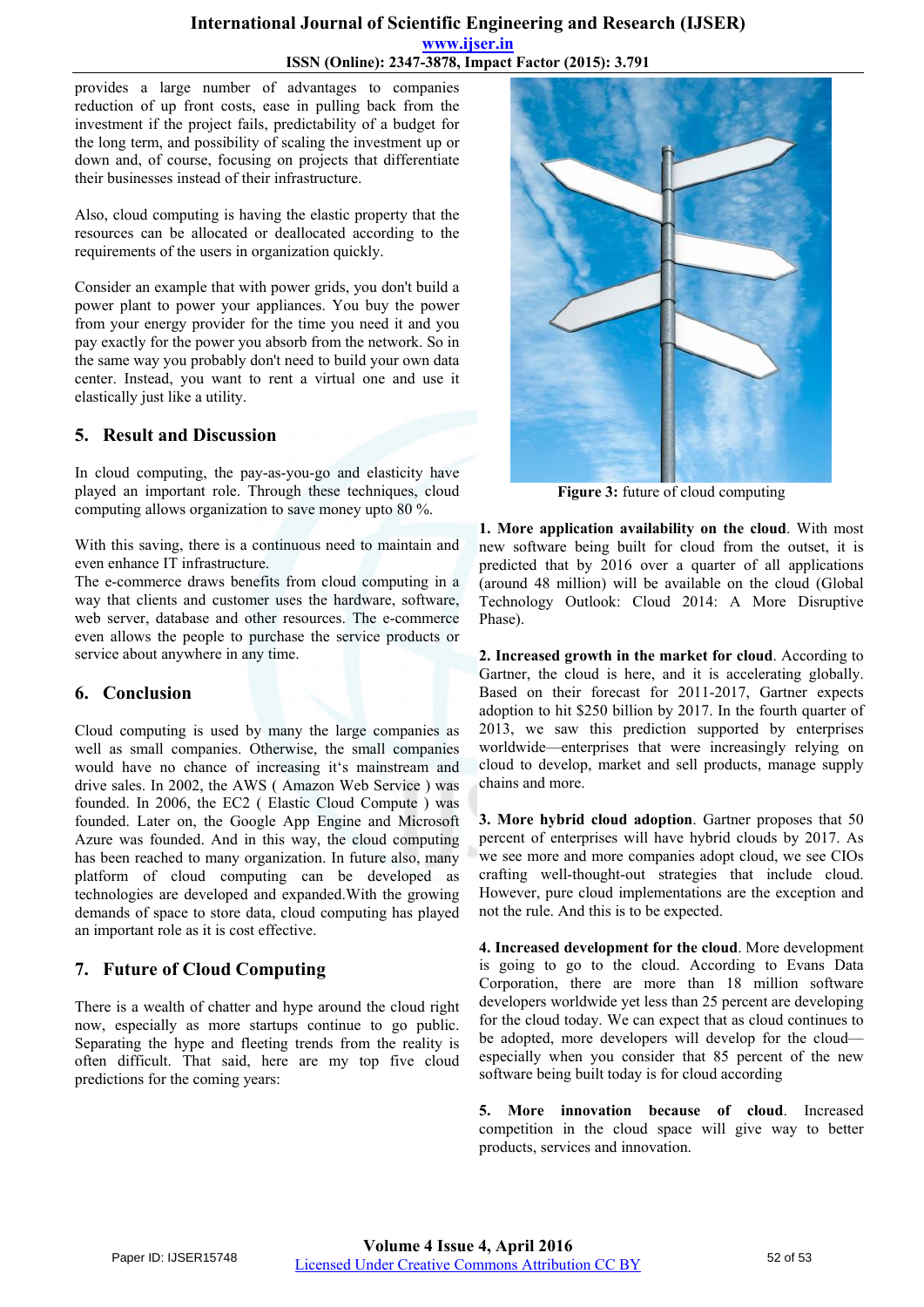provides a large number of advantages to companies reduction of up front costs, ease in pulling back from the investment if the project fails, predictability of a budget for the long term, and possibility of scaling the investment up or down and, of course, focusing on projects that differentiate their businesses instead of their infrastructure.

Also, cloud computing is having the elastic property that the resources can be allocated or deallocated according to the requirements of the users in organization quickly.

Consider an example that with power grids, you don't build a power plant to power your appliances. You buy the power from your energy provider for the time you need it and you pay exactly for the power you absorb from the network. So in the same way you probably don't need to build your own data center. Instead, you want to rent a virtual one and use it elastically just like a utility.

## 5. Result and Discussion

In cloud computing, the pay-as-you-go and elasticity have played an important role. Through these techniques, cloud computing allows organization to save money upto 80 %.

With this saving, there is a continuous need to maintain and even enhance IT infrastructure.
The e-commerce draws benefits from cloud computing in a way that clients and customer uses the hardware, software, web server, database and other resources. The e-commerce even allows the people to purchase the service products or service about anywhere in any time.

## 6. Conclusion

Cloud computing is used by many the large companies as well as small companies. Otherwise, the small companies would have no chance of increasing it‘s mainstream and drive sales. In 2002, the AWS ( Amazon Web Service ) was founded. In 2006, the EC2 ( Elastic Cloud Compute ) was founded. Later on, the Google App Engine and Microsoft Azure was founded. And in this way, the cloud computing has been reached to many organization. In future also, many platform of cloud computing can be developed as technologies are developed and expanded.With the growing demands of space to store data, cloud computing has played an important role as it is cost effective.

## 7. Future of Cloud Computing

There is a wealth of chatter and hype around the cloud right now, especially as more startups continue to go public. Separating the hype and fleeting trends from the reality is often difficult. That said, here are my top five cloud predictions for the coming years:

**Figure 3:** future of cloud computing

**1. More application availability on the cloud**. With most new software being built for cloud from the outset, it is predicted that by 2016 over a quarter of all applications (around 48 million) will be available on the cloud (Global Technology Outlook: Cloud 2014: A More Disruptive Phase).

**2. Increased growth in the market for cloud**. According to Gartner, the cloud is here, and it is accelerating globally. Based on their forecast for 2011-2017, Gartner expects adoption to hit $250 billion by 2017. In the fourth quarter of 2013, we saw this prediction supported by enterprises worldwide—enterprises that were increasingly relying on cloud to develop, market and sell products, manage supply chains and more.

**3. More hybrid cloud adoption**. Gartner proposes that 50 percent of enterprises will have hybrid clouds by 2017. As we see more and more companies adopt cloud, we see CIOs crafting well-thought-out strategies that include cloud. However, pure cloud implementations are the exception and not the rule. And this is to be expected.

**4. Increased development for the cloud**. More development is going to go to the cloud. According to Evans Data Corporation, there are more than 18 million software developers worldwide yet less than 25 percent are developing for the cloud today. We can expect that as cloud continues to be adopted, more developers will develop for the cloud—especially when you consider that 85 percent of the new software being built today is for cloud according

**5. More innovation because of cloud**. Increased competition in the cloud space will give way to better products, services and innovation.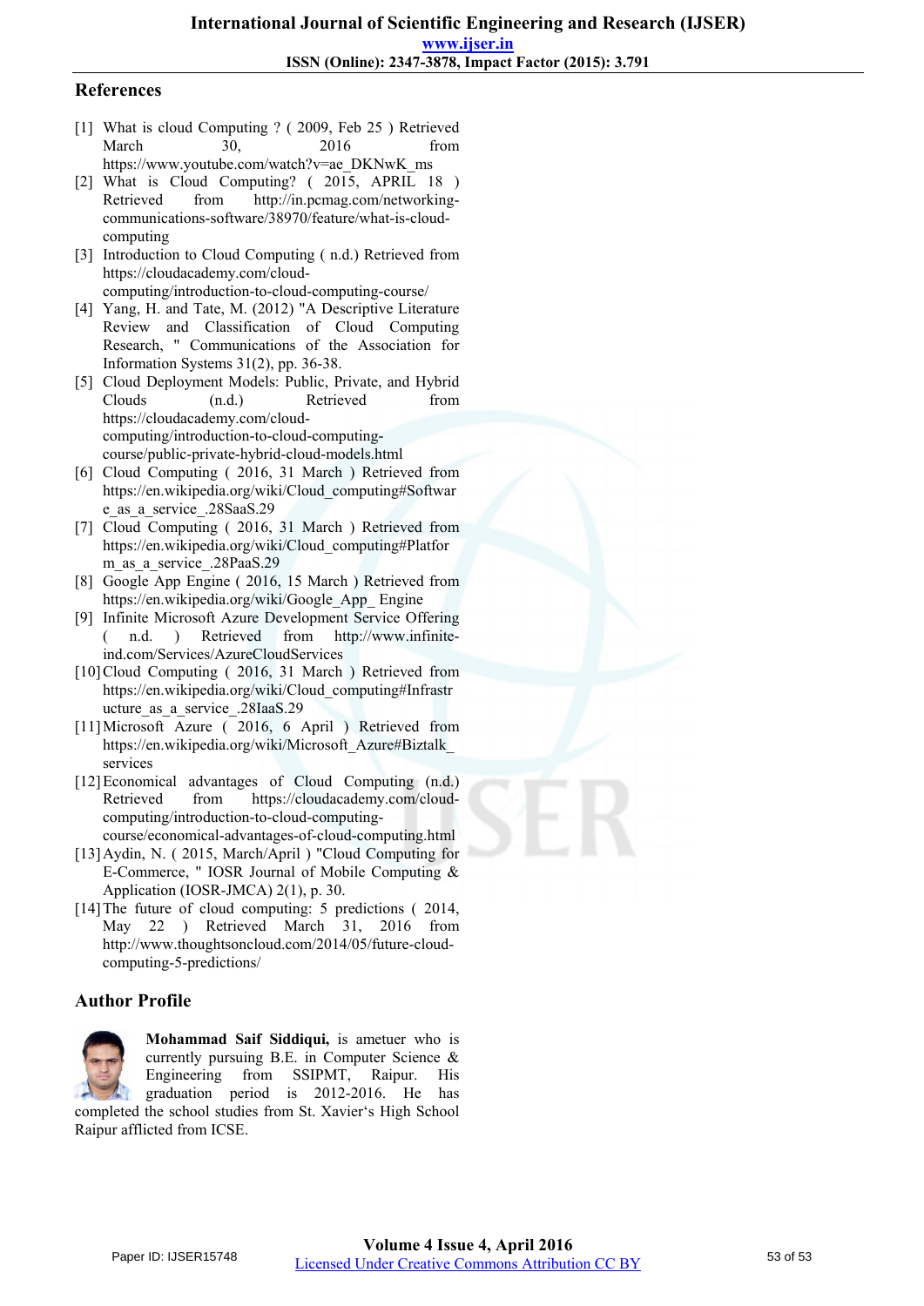## References

[1] What is cloud Computing ? ( 2009, Feb 25 ) Retrieved March 30, 2016 from https://www.youtube.com/watch?v=ae_DKNwK_ms

[2] What is Cloud Computing? ( 2015, APRIL 18 ) Retrieved from http://in.pcmag.com/networking-communications-software/38970/feature/what-is-cloud-computing

[3] Introduction to Cloud Computing ( n.d.) Retrieved from https://cloudacademy.com/cloud-computing/introduction-to-cloud-computing-course/

[4] Yang, H. and Tate, M. (2012) "A Descriptive Literature Review and Classification of Cloud Computing Research, " Communications of the Association for Information Systems 31(2), pp. 36-38.

[5] Cloud Deployment Models: Public, Private, and Hybrid Clouds (n.d.) Retrieved from https://cloudacademy.com/cloud-computing/introduction-to-cloud-computing-course/public-private-hybrid-cloud-models.html

[6] Cloud Computing ( 2016, 31 March ) Retrieved from https://en.wikipedia.org/wiki/Cloud_computing#Software_as_a_service_.28SaaS.29

[7] Cloud Computing ( 2016, 31 March ) Retrieved from https://en.wikipedia.org/wiki/Cloud_computing#Platform_as_a_service_.28PaaS.29

[8] Google App Engine ( 2016, 15 March ) Retrieved from https://en.wikipedia.org/wiki/Google_App_ Engine

[9] Infinite Microsoft Azure Development Service Offering ( n.d. ) Retrieved from http://www.infinite-ind.com/Services/AzureCloudServices

[10] Cloud Computing ( 2016, 31 March ) Retrieved from https://en.wikipedia.org/wiki/Cloud_computing#Infrastructure_as_a_service_.28IaaS.29

[11] Microsoft Azure ( 2016, 6 April ) Retrieved from https://en.wikipedia.org/wiki/Microsoft_Azure#Biztalk_services

[12] Economical advantages of Cloud Computing (n.d.) Retrieved from https://cloudacademy.com/cloud-computing/introduction-to-cloud-computing-course/economical-advantages-of-cloud-computing.html

[13] Aydin, N. ( 2015, March/April ) "Cloud Computing for E-Commerce, " IOSR Journal of Mobile Computing & Application (IOSR-JMCA) 2(1), p. 30.

[14] The future of cloud computing: 5 predictions ( 2014, May 22 ) Retrieved March 31, 2016 from http://www.thoughtsoncloud.com/2014/05/future-cloud-computing-5-predictions/

## Author Profile

**Mohammad Saif Siddiqui,** is ametuer who is currently pursuing B.E. in Computer Science & Engineering from SSIPMT, Raipur. His graduation period is 2012-2016. He has completed the school studies from St. Xavier's High School Raipur afflicted from ICSE.